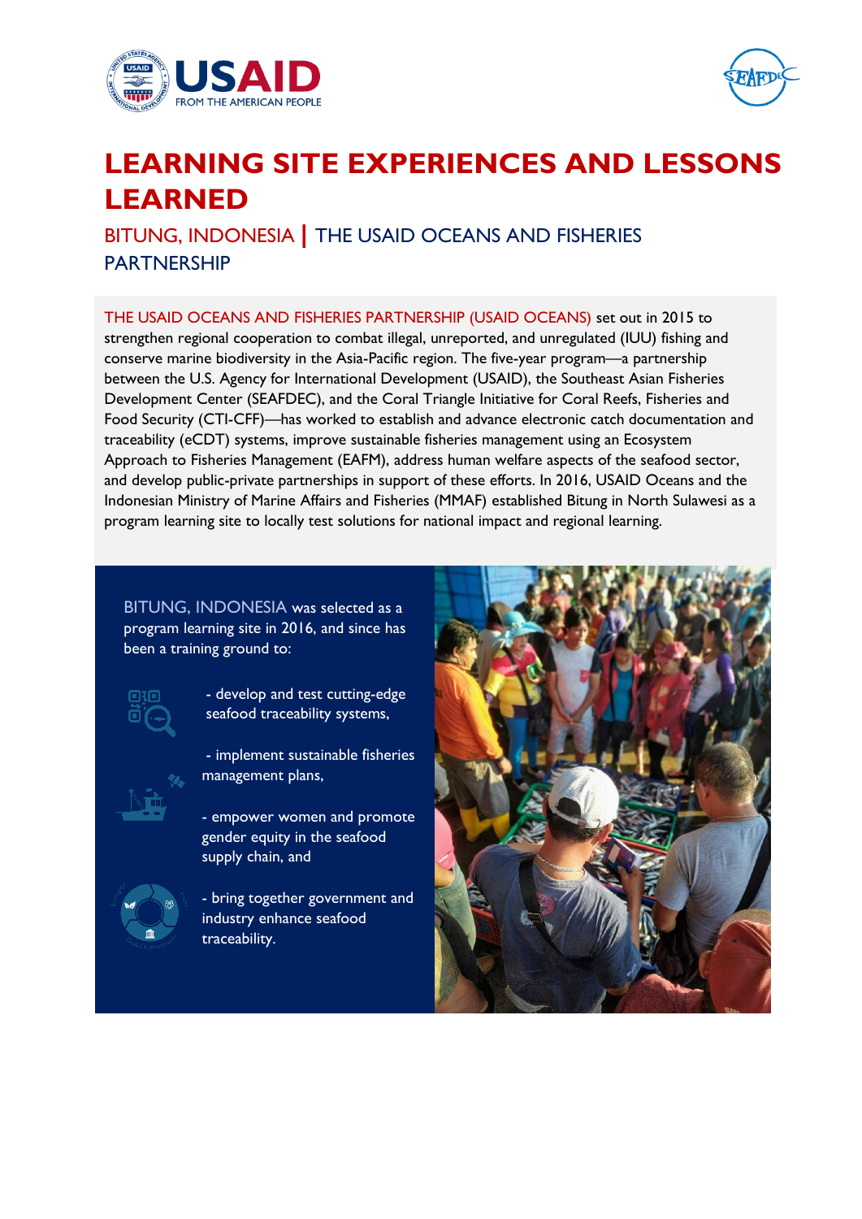# LEARNING SITE EXPERIENCES AND LESSONS LEARNED

## BITUNG, INDONESIA | THE USAID OCEANS AND FISHERIES PARTNERSHIP

THE USAID OCEANS AND FISHERIES PARTNERSHIP (USAID OCEANS) set out in 2015 to strengthen regional cooperation to combat illegal, unreported, and unregulated (IUU) fishing and conserve marine biodiversity in the Asia-Pacific region. The five-year program—a partnership between the U.S. Agency for International Development (USAID), the Southeast Asian Fisheries Development Center (SEAFDEC), and the Coral Triangle Initiative for Coral Reefs, Fisheries and Food Security (CTI-CFF)—has worked to establish and advance electronic catch documentation and traceability (eCDT) systems, improve sustainable fisheries management using an Ecosystem Approach to Fisheries Management (EAFM), address human welfare aspects of the seafood sector, and develop public-private partnerships in support of these efforts. In 2016, USAID Oceans and the Indonesian Ministry of Marine Affairs and Fisheries (MMAF) established Bitung in North Sulawesi as a program learning site to locally test solutions for national impact and regional learning.

BITUNG, INDONESIA was selected as a program learning site in 2016, and since has been a training ground to:

- develop and test cutting-edge seafood traceability systems,
- implement sustainable fisheries management plans,
- empower women and promote gender equity in the seafood supply chain, and
- bring together government and industry enhance seafood traceability.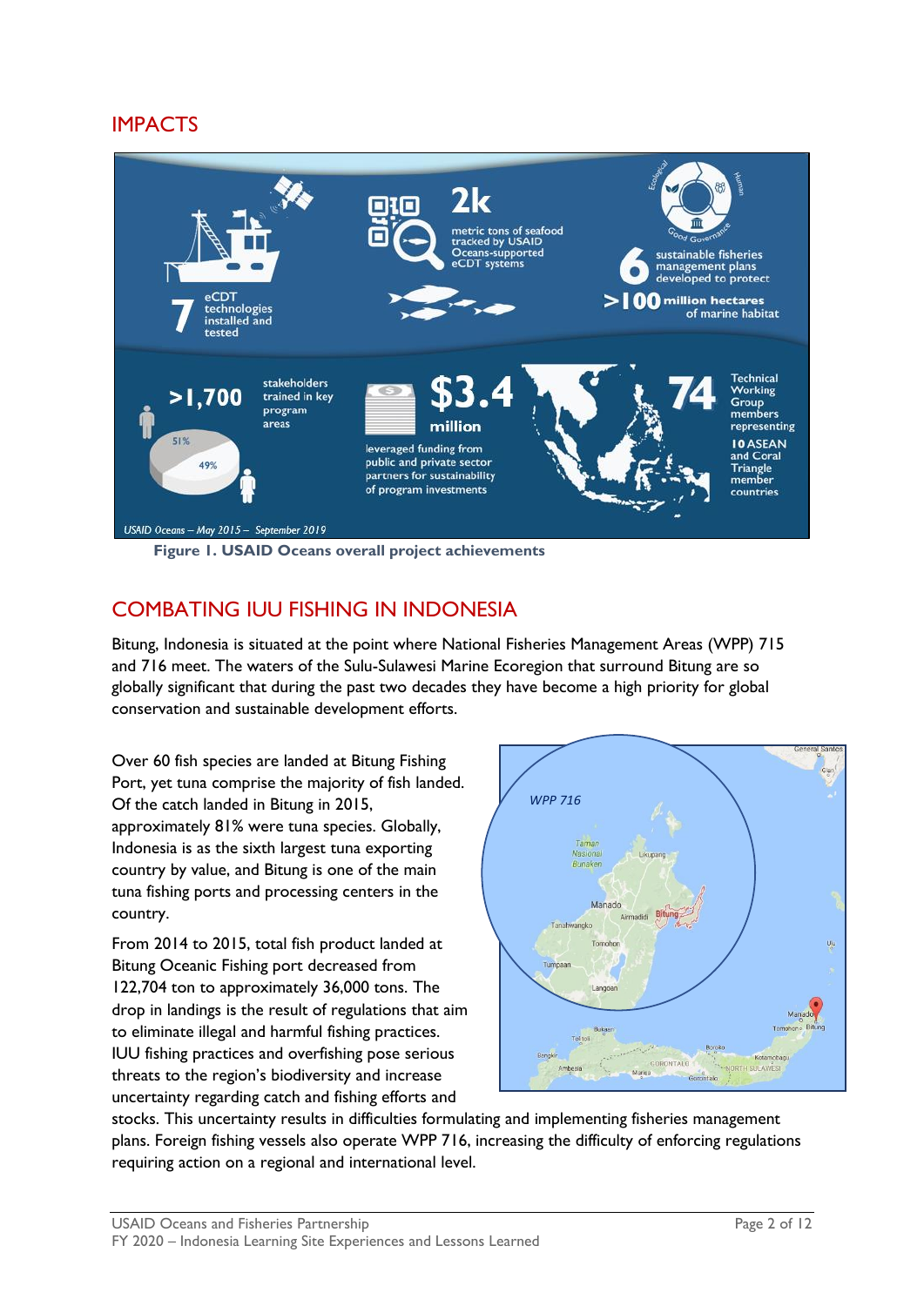## IMPACTS

Figure 1. USAID Oceans overall project achievements

## COMBATING IUU FISHING IN INDONESIA

Bitung, Indonesia is situated at the point where National Fisheries Management Areas (WPP) 715 and 716 meet. The waters of the Sulu-Sulawesi Marine Ecoregion that surround Bitung are so globally significant that during the past two decades they have become a high priority for global conservation and sustainable development efforts.

Over 60 fish species are landed at Bitung Fishing Port, yet tuna comprise the majority of fish landed. Of the catch landed in Bitung in 2015, approximately 81% were tuna species. Globally, Indonesia is as the sixth largest tuna exporting country by value, and Bitung is one of the main tuna fishing ports and processing centers in the country.

From 2014 to 2015, total fish product landed at Bitung Oceanic Fishing port decreased from 122,704 ton to approximately 36,000 tons. The drop in landings is the result of regulations that aim to eliminate illegal and harmful fishing practices. IUU fishing practices and overfishing pose serious threats to the region's biodiversity and increase uncertainty regarding catch and fishing efforts and stocks. This uncertainty results in difficulties formulating and implementing fisheries management plans. Foreign fishing vessels also operate WPP 716, increasing the difficulty of enforcing regulations requiring action on a regional and international level.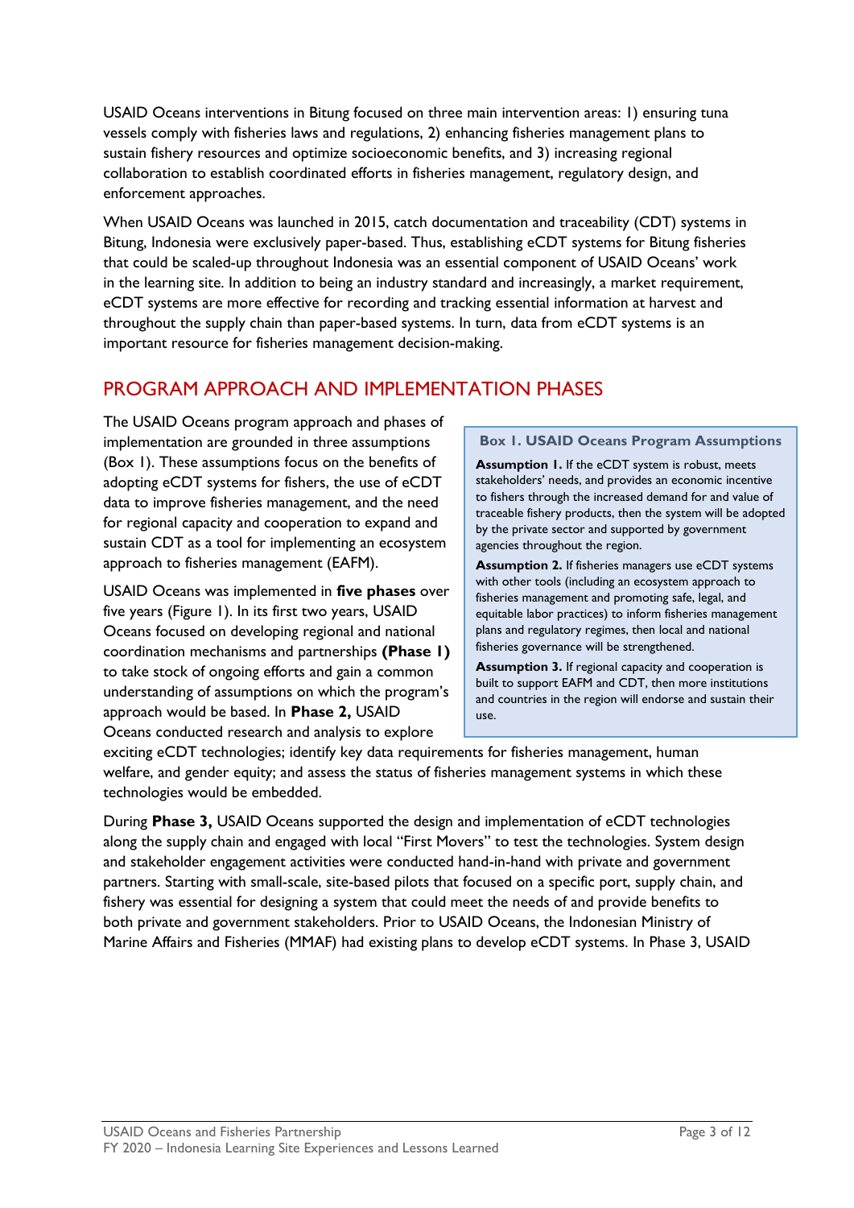USAID Oceans interventions in Bitung focused on three main intervention areas: 1) ensuring tuna vessels comply with fisheries laws and regulations, 2) enhancing fisheries management plans to sustain fishery resources and optimize socioeconomic benefits, and 3) increasing regional collaboration to establish coordinated efforts in fisheries management, regulatory design, and enforcement approaches.

When USAID Oceans was launched in 2015, catch documentation and traceability (CDT) systems in Bitung, Indonesia were exclusively paper-based. Thus, establishing eCDT systems for Bitung fisheries that could be scaled-up throughout Indonesia was an essential component of USAID Oceans' work in the learning site. In addition to being an industry standard and increasingly, a market requirement, eCDT systems are more effective for recording and tracking essential information at harvest and throughout the supply chain than paper-based systems. In turn, data from eCDT systems is an important resource for fisheries management decision-making.

## PROGRAM APPROACH AND IMPLEMENTATION PHASES

The USAID Oceans program approach and phases of implementation are grounded in three assumptions (Box 1). These assumptions focus on the benefits of adopting eCDT systems for fishers, the use of eCDT data to improve fisheries management, and the need for regional capacity and cooperation to expand and sustain CDT as a tool for implementing an ecosystem approach to fisheries management (EAFM).

> **Box 1. USAID Oceans Program Assumptions**
>
> **Assumption 1.** If the eCDT system is robust, meets stakeholders' needs, and provides an economic incentive to fishers through the increased demand for and value of traceable fishery products, then the system will be adopted by the private sector and supported by government agencies throughout the region.
>
> **Assumption 2.** If fisheries managers use eCDT systems with other tools (including an ecosystem approach to fisheries management and promoting safe, legal, and equitable labor practices) to inform fisheries management plans and regulatory regimes, then local and national fisheries governance will be strengthened.
>
> **Assumption 3.** If regional capacity and cooperation is built to support EAFM and CDT, then more institutions and countries in the region will endorse and sustain their use.

USAID Oceans was implemented in **five phases** over five years (Figure 1). In its first two years, USAID Oceans focused on developing regional and national coordination mechanisms and partnerships **(Phase 1)** to take stock of ongoing efforts and gain a common understanding of assumptions on which the program's approach would be based. In **Phase 2,** USAID Oceans conducted research and analysis to explore exciting eCDT technologies; identify key data requirements for fisheries management, human welfare, and gender equity; and assess the status of fisheries management systems in which these technologies would be embedded.

During **Phase 3,** USAID Oceans supported the design and implementation of eCDT technologies along the supply chain and engaged with local "First Movers" to test the technologies. System design and stakeholder engagement activities were conducted hand-in-hand with private and government partners. Starting with small-scale, site-based pilots that focused on a specific port, supply chain, and fishery was essential for designing a system that could meet the needs of and provide benefits to both private and government stakeholders. Prior to USAID Oceans, the Indonesian Ministry of Marine Affairs and Fisheries (MMAF) had existing plans to develop eCDT systems. In Phase 3, USAID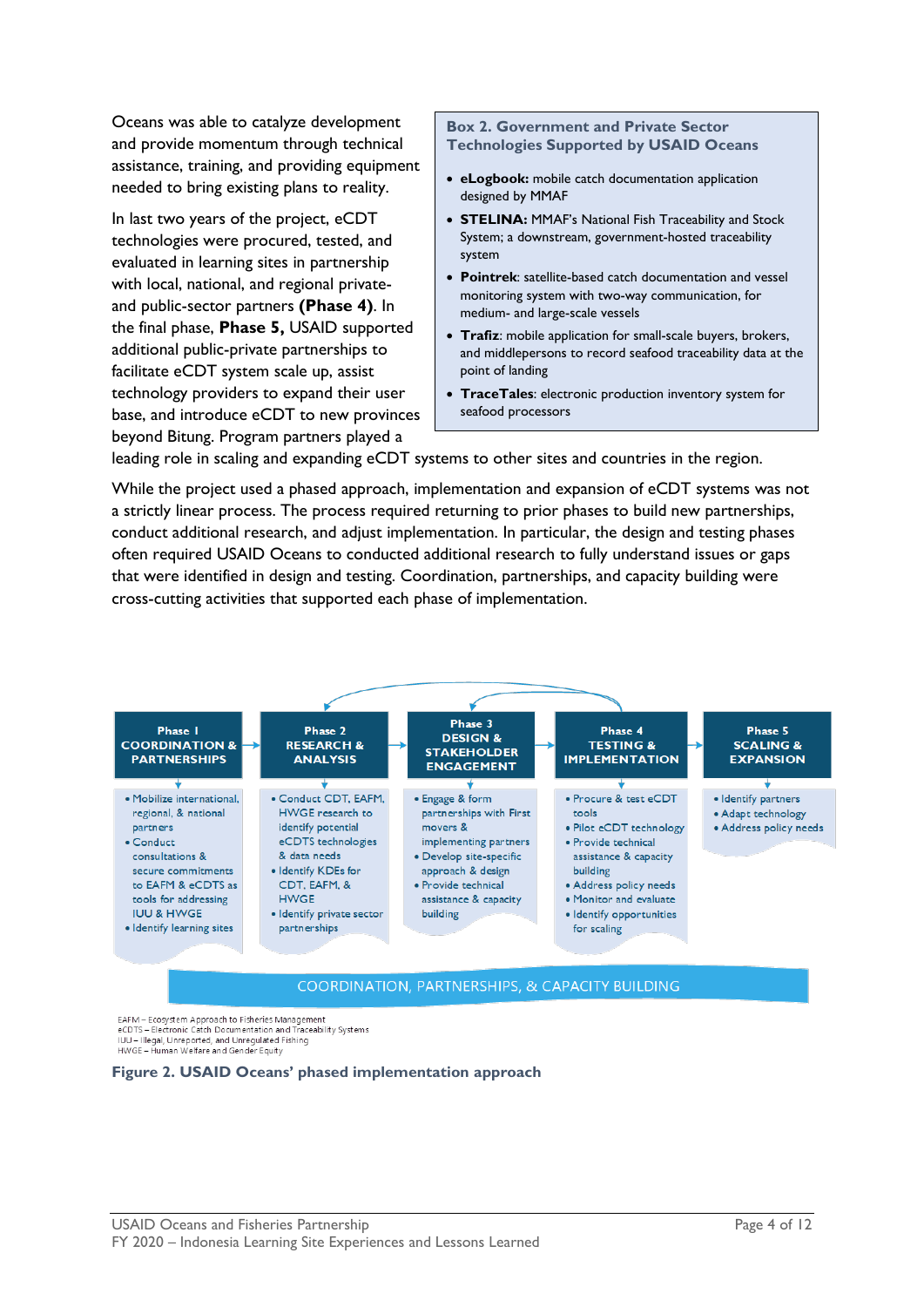Oceans was able to catalyze development and provide momentum through technical assistance, training, and providing equipment needed to bring existing plans to reality.

In last two years of the project, eCDT technologies were procured, tested, and evaluated in learning sites in partnership with local, national, and regional private- and public-sector partners **(Phase 4)**. In the final phase, **Phase 5,** USAID supported additional public-private partnerships to facilitate eCDT system scale up, assist technology providers to expand their user base, and introduce eCDT to new provinces beyond Bitung. Program partners played a leading role in scaling and expanding eCDT systems to other sites and countries in the region.

> **Box 2. Government and Private Sector Technologies Supported by USAID Oceans**
>
> - **eLogbook:** mobile catch documentation application designed by MMAF
> - **STELINA:** MMAF's National Fish Traceability and Stock System; a downstream, government-hosted traceability system
> - **Pointrek**: satellite-based catch documentation and vessel monitoring system with two-way communication, for medium- and large-scale vessels
> - **Trafiz**: mobile application for small-scale buyers, brokers, and middlepersons to record seafood traceability data at the point of landing
> - **TraceTales**: electronic production inventory system for seafood processors

While the project used a phased approach, implementation and expansion of eCDT systems was not a strictly linear process. The process required returning to prior phases to build new partnerships, conduct additional research, and adjust implementation. In particular, the design and testing phases often required USAID Oceans to conducted additional research to fully understand issues or gaps that were identified in design and testing. Coordination, partnerships, and capacity building were cross-cutting activities that supported each phase of implementation.

| Phase 1 COORDINATION & PARTNERSHIPS | Phase 2 RESEARCH & ANALYSIS | Phase 3 DESIGN & STAKEHOLDER ENGAGEMENT | Phase 4 TESTING & IMPLEMENTATION | Phase 5 SCALING & EXPANSION |
|---|---|---|---|---|
| • Mobilize international, regional, & national partners<br>• Conduct consultations & secure commitments to EAFM & eCDTS as tools for addressing IUU & HWGE<br>• Identify learning sites | • Conduct CDT, EAFM, HWGE research to identify potential eCDTS technologies & data needs<br>• Identify KDEs for CDT, EAFM, & HWGE<br>• Identify private sector partnerships | • Engage & form partnerships with First movers & implementing partners<br>• Develop site-specific approach & design<br>• Provide technical assistance & capacity building | • Procure & test eCDT tools<br>• Pilot eCDT technology<br>• Provide technical assistance & capacity building<br>• Address policy needs<br>• Monitor and evaluate<br>• Identify opportunities for scaling | • Identify partners<br>• Adapt technology<br>• Address policy needs |

COORDINATION, PARTNERSHIPS, & CAPACITY BUILDING

EAFM – Ecosystem Approach to Fisheries Management
eCDTS – Electronic Catch Documentation and Traceability Systems
IUU – Illegal, Unreported, and Unregulated Fishing
HWGE – Human Welfare and Gender Equity

**Figure 2. USAID Oceans' phased implementation approach**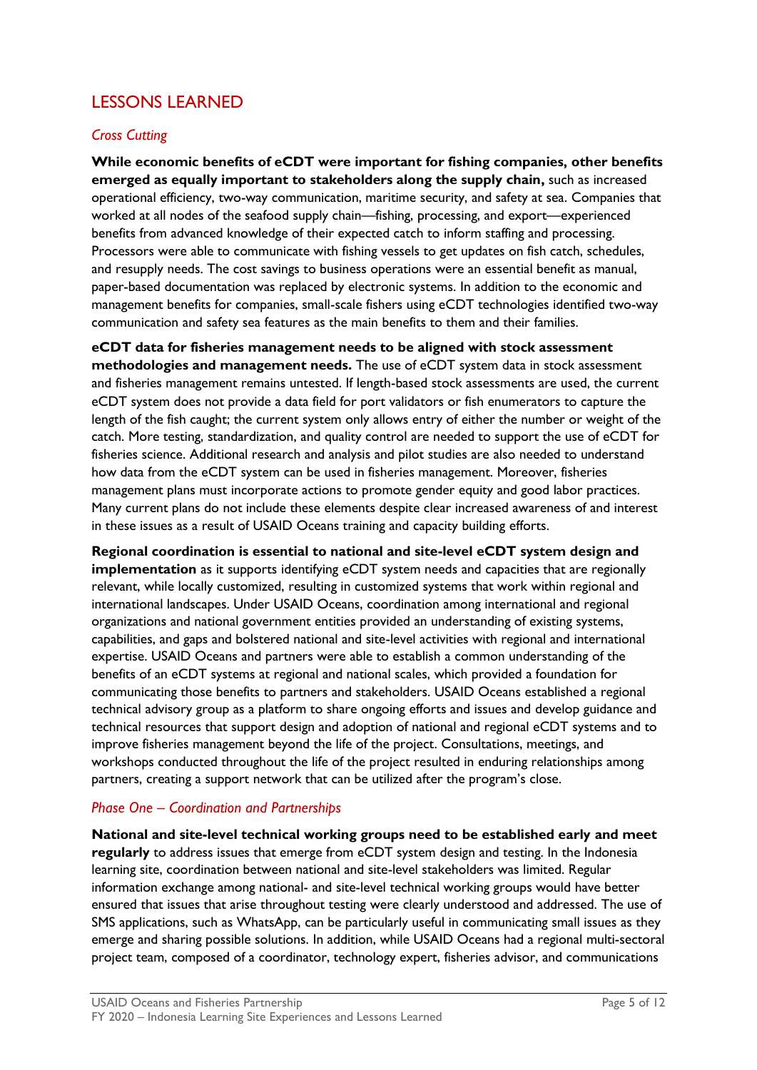## LESSONS LEARNED

### *Cross Cutting*

**While economic benefits of eCDT were important for fishing companies, other benefits emerged as equally important to stakeholders along the supply chain,** such as increased operational efficiency, two-way communication, maritime security, and safety at sea. Companies that worked at all nodes of the seafood supply chain—fishing, processing, and export—experienced benefits from advanced knowledge of their expected catch to inform staffing and processing. Processors were able to communicate with fishing vessels to get updates on fish catch, schedules, and resupply needs. The cost savings to business operations were an essential benefit as manual, paper-based documentation was replaced by electronic systems. In addition to the economic and management benefits for companies, small-scale fishers using eCDT technologies identified two-way communication and safety sea features as the main benefits to them and their families.

**eCDT data for fisheries management needs to be aligned with stock assessment methodologies and management needs.** The use of eCDT system data in stock assessment and fisheries management remains untested. If length-based stock assessments are used, the current eCDT system does not provide a data field for port validators or fish enumerators to capture the length of the fish caught; the current system only allows entry of either the number or weight of the catch. More testing, standardization, and quality control are needed to support the use of eCDT for fisheries science. Additional research and analysis and pilot studies are also needed to understand how data from the eCDT system can be used in fisheries management. Moreover, fisheries management plans must incorporate actions to promote gender equity and good labor practices. Many current plans do not include these elements despite clear increased awareness of and interest in these issues as a result of USAID Oceans training and capacity building efforts.

**Regional coordination is essential to national and site-level eCDT system design and implementation** as it supports identifying eCDT system needs and capacities that are regionally relevant, while locally customized, resulting in customized systems that work within regional and international landscapes. Under USAID Oceans, coordination among international and regional organizations and national government entities provided an understanding of existing systems, capabilities, and gaps and bolstered national and site-level activities with regional and international expertise. USAID Oceans and partners were able to establish a common understanding of the benefits of an eCDT systems at regional and national scales, which provided a foundation for communicating those benefits to partners and stakeholders. USAID Oceans established a regional technical advisory group as a platform to share ongoing efforts and issues and develop guidance and technical resources that support design and adoption of national and regional eCDT systems and to improve fisheries management beyond the life of the project. Consultations, meetings, and workshops conducted throughout the life of the project resulted in enduring relationships among partners, creating a support network that can be utilized after the program's close.

### *Phase One – Coordination and Partnerships*

**National and site-level technical working groups need to be established early and meet regularly** to address issues that emerge from eCDT system design and testing. In the Indonesia learning site, coordination between national and site-level stakeholders was limited. Regular information exchange among national- and site-level technical working groups would have better ensured that issues that arise throughout testing were clearly understood and addressed. The use of SMS applications, such as WhatsApp, can be particularly useful in communicating small issues as they emerge and sharing possible solutions. In addition, while USAID Oceans had a regional multi-sectoral project team, composed of a coordinator, technology expert, fisheries advisor, and communications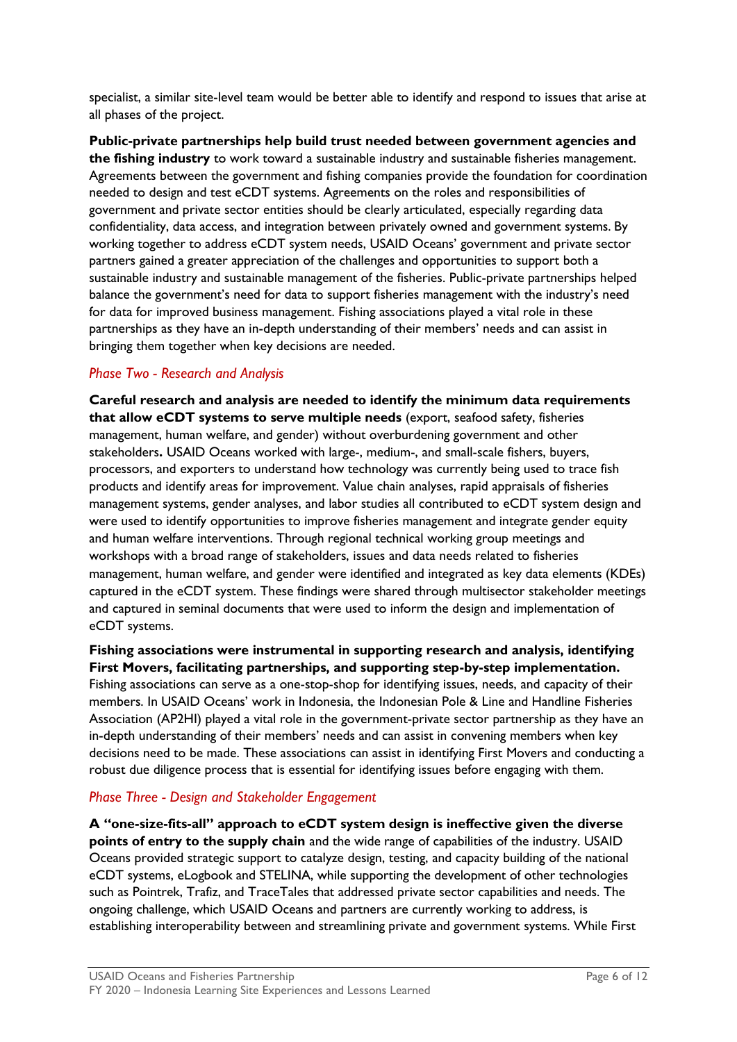specialist, a similar site-level team would be better able to identify and respond to issues that arise at all phases of the project.

**Public-private partnerships help build trust needed between government agencies and the fishing industry** to work toward a sustainable industry and sustainable fisheries management. Agreements between the government and fishing companies provide the foundation for coordination needed to design and test eCDT systems. Agreements on the roles and responsibilities of government and private sector entities should be clearly articulated, especially regarding data confidentiality, data access, and integration between privately owned and government systems. By working together to address eCDT system needs, USAID Oceans' government and private sector partners gained a greater appreciation of the challenges and opportunities to support both a sustainable industry and sustainable management of the fisheries. Public-private partnerships helped balance the government's need for data to support fisheries management with the industry's need for data for improved business management. Fishing associations played a vital role in these partnerships as they have an in-depth understanding of their members' needs and can assist in bringing them together when key decisions are needed.

*Phase Two - Research and Analysis*

**Careful research and analysis are needed to identify the minimum data requirements that allow eCDT systems to serve multiple needs** (export, seafood safety, fisheries management, human welfare, and gender) without overburdening government and other stakeholders**.** USAID Oceans worked with large-, medium-, and small-scale fishers, buyers, processors, and exporters to understand how technology was currently being used to trace fish products and identify areas for improvement. Value chain analyses, rapid appraisals of fisheries management systems, gender analyses, and labor studies all contributed to eCDT system design and were used to identify opportunities to improve fisheries management and integrate gender equity and human welfare interventions. Through regional technical working group meetings and workshops with a broad range of stakeholders, issues and data needs related to fisheries management, human welfare, and gender were identified and integrated as key data elements (KDEs) captured in the eCDT system. These findings were shared through multisector stakeholder meetings and captured in seminal documents that were used to inform the design and implementation of eCDT systems.

**Fishing associations were instrumental in supporting research and analysis, identifying First Movers, facilitating partnerships, and supporting step-by-step implementation.** Fishing associations can serve as a one-stop-shop for identifying issues, needs, and capacity of their members. In USAID Oceans' work in Indonesia, the Indonesian Pole & Line and Handline Fisheries Association (AP2HI) played a vital role in the government-private sector partnership as they have an in-depth understanding of their members' needs and can assist in convening members when key decisions need to be made. These associations can assist in identifying First Movers and conducting a robust due diligence process that is essential for identifying issues before engaging with them.

*Phase Three - Design and Stakeholder Engagement*

**A "one-size-fits-all" approach to eCDT system design is ineffective given the diverse points of entry to the supply chain** and the wide range of capabilities of the industry. USAID Oceans provided strategic support to catalyze design, testing, and capacity building of the national eCDT systems, eLogbook and STELINA, while supporting the development of other technologies such as Pointrek, Trafiz, and TraceTales that addressed private sector capabilities and needs. The ongoing challenge, which USAID Oceans and partners are currently working to address, is establishing interoperability between and streamlining private and government systems. While First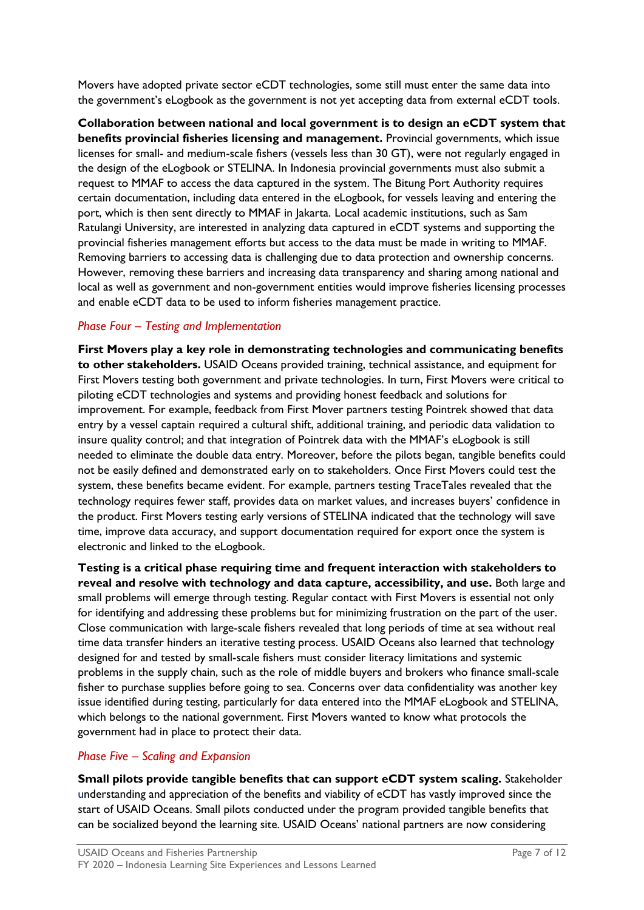Movers have adopted private sector eCDT technologies, some still must enter the same data into the government's eLogbook as the government is not yet accepting data from external eCDT tools.

**Collaboration between national and local government is to design an eCDT system that benefits provincial fisheries licensing and management.** Provincial governments, which issue licenses for small- and medium-scale fishers (vessels less than 30 GT), were not regularly engaged in the design of the eLogbook or STELINA. In Indonesia provincial governments must also submit a request to MMAF to access the data captured in the system. The Bitung Port Authority requires certain documentation, including data entered in the eLogbook, for vessels leaving and entering the port, which is then sent directly to MMAF in Jakarta. Local academic institutions, such as Sam Ratulangi University, are interested in analyzing data captured in eCDT systems and supporting the provincial fisheries management efforts but access to the data must be made in writing to MMAF. Removing barriers to accessing data is challenging due to data protection and ownership concerns. However, removing these barriers and increasing data transparency and sharing among national and local as well as government and non-government entities would improve fisheries licensing processes and enable eCDT data to be used to inform fisheries management practice.

### *Phase Four – Testing and Implementation*

**First Movers play a key role in demonstrating technologies and communicating benefits to other stakeholders.** USAID Oceans provided training, technical assistance, and equipment for First Movers testing both government and private technologies. In turn, First Movers were critical to piloting eCDT technologies and systems and providing honest feedback and solutions for improvement. For example, feedback from First Mover partners testing Pointrek showed that data entry by a vessel captain required a cultural shift, additional training, and periodic data validation to insure quality control; and that integration of Pointrek data with the MMAF's eLogbook is still needed to eliminate the double data entry. Moreover, before the pilots began, tangible benefits could not be easily defined and demonstrated early on to stakeholders. Once First Movers could test the system, these benefits became evident. For example, partners testing TraceTales revealed that the technology requires fewer staff, provides data on market values, and increases buyers' confidence in the product. First Movers testing early versions of STELINA indicated that the technology will save time, improve data accuracy, and support documentation required for export once the system is electronic and linked to the eLogbook.

**Testing is a critical phase requiring time and frequent interaction with stakeholders to reveal and resolve with technology and data capture, accessibility, and use.** Both large and small problems will emerge through testing. Regular contact with First Movers is essential not only for identifying and addressing these problems but for minimizing frustration on the part of the user. Close communication with large-scale fishers revealed that long periods of time at sea without real time data transfer hinders an iterative testing process. USAID Oceans also learned that technology designed for and tested by small-scale fishers must consider literacy limitations and systemic problems in the supply chain, such as the role of middle buyers and brokers who finance small-scale fisher to purchase supplies before going to sea. Concerns over data confidentiality was another key issue identified during testing, particularly for data entered into the MMAF eLogbook and STELINA, which belongs to the national government. First Movers wanted to know what protocols the government had in place to protect their data.

### *Phase Five – Scaling and Expansion*

**Small pilots provide tangible benefits that can support eCDT system scaling.** Stakeholder understanding and appreciation of the benefits and viability of eCDT has vastly improved since the start of USAID Oceans. Small pilots conducted under the program provided tangible benefits that can be socialized beyond the learning site. USAID Oceans' national partners are now considering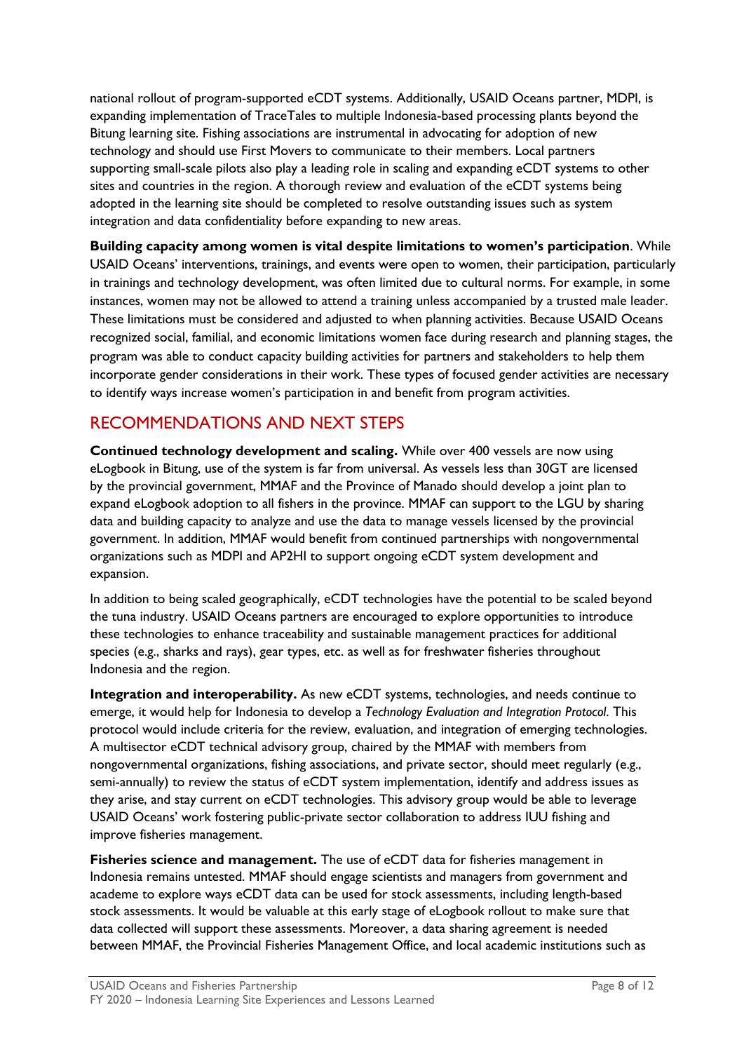national rollout of program-supported eCDT systems. Additionally, USAID Oceans partner, MDPI, is expanding implementation of TraceTales to multiple Indonesia-based processing plants beyond the Bitung learning site. Fishing associations are instrumental in advocating for adoption of new technology and should use First Movers to communicate to their members. Local partners supporting small-scale pilots also play a leading role in scaling and expanding eCDT systems to other sites and countries in the region. A thorough review and evaluation of the eCDT systems being adopted in the learning site should be completed to resolve outstanding issues such as system integration and data confidentiality before expanding to new areas.

**Building capacity among women is vital despite limitations to women's participation**. While USAID Oceans' interventions, trainings, and events were open to women, their participation, particularly in trainings and technology development, was often limited due to cultural norms. For example, in some instances, women may not be allowed to attend a training unless accompanied by a trusted male leader. These limitations must be considered and adjusted to when planning activities. Because USAID Oceans recognized social, familial, and economic limitations women face during research and planning stages, the program was able to conduct capacity building activities for partners and stakeholders to help them incorporate gender considerations in their work. These types of focused gender activities are necessary to identify ways increase women's participation in and benefit from program activities.

## RECOMMENDATIONS AND NEXT STEPS

**Continued technology development and scaling.** While over 400 vessels are now using eLogbook in Bitung, use of the system is far from universal. As vessels less than 30GT are licensed by the provincial government, MMAF and the Province of Manado should develop a joint plan to expand eLogbook adoption to all fishers in the province. MMAF can support to the LGU by sharing data and building capacity to analyze and use the data to manage vessels licensed by the provincial government. In addition, MMAF would benefit from continued partnerships with nongovernmental organizations such as MDPI and AP2HI to support ongoing eCDT system development and expansion.

In addition to being scaled geographically, eCDT technologies have the potential to be scaled beyond the tuna industry. USAID Oceans partners are encouraged to explore opportunities to introduce these technologies to enhance traceability and sustainable management practices for additional species (e.g., sharks and rays), gear types, etc. as well as for freshwater fisheries throughout Indonesia and the region.

**Integration and interoperability.** As new eCDT systems, technologies, and needs continue to emerge, it would help for Indonesia to develop a *Technology Evaluation and Integration Protocol*. This protocol would include criteria for the review, evaluation, and integration of emerging technologies. A multisector eCDT technical advisory group, chaired by the MMAF with members from nongovernmental organizations, fishing associations, and private sector, should meet regularly (e.g., semi-annually) to review the status of eCDT system implementation, identify and address issues as they arise, and stay current on eCDT technologies. This advisory group would be able to leverage USAID Oceans' work fostering public-private sector collaboration to address IUU fishing and improve fisheries management.

**Fisheries science and management.** The use of eCDT data for fisheries management in Indonesia remains untested. MMAF should engage scientists and managers from government and academe to explore ways eCDT data can be used for stock assessments, including length-based stock assessments. It would be valuable at this early stage of eLogbook rollout to make sure that data collected will support these assessments. Moreover, a data sharing agreement is needed between MMAF, the Provincial Fisheries Management Office, and local academic institutions such as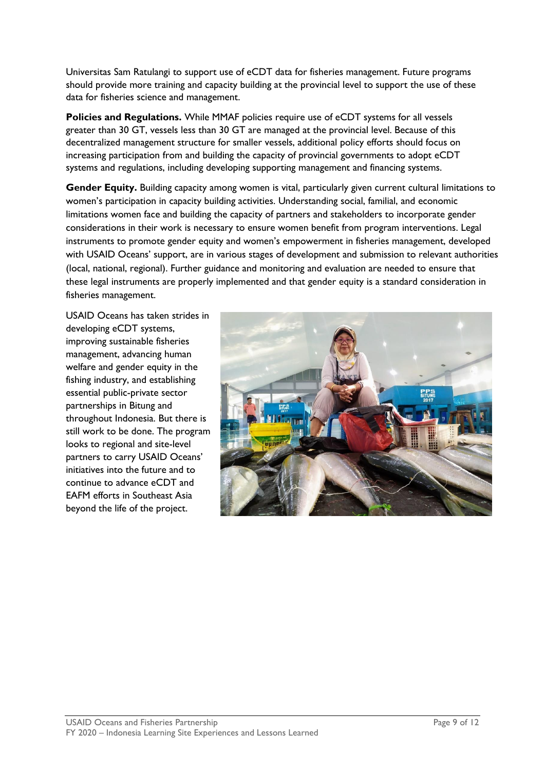Universitas Sam Ratulangi to support use of eCDT data for fisheries management. Future programs should provide more training and capacity building at the provincial level to support the use of these data for fisheries science and management.

**Policies and Regulations.** While MMAF policies require use of eCDT systems for all vessels greater than 30 GT, vessels less than 30 GT are managed at the provincial level. Because of this decentralized management structure for smaller vessels, additional policy efforts should focus on increasing participation from and building the capacity of provincial governments to adopt eCDT systems and regulations, including developing supporting management and financing systems.

**Gender Equity.** Building capacity among women is vital, particularly given current cultural limitations to women's participation in capacity building activities. Understanding social, familial, and economic limitations women face and building the capacity of partners and stakeholders to incorporate gender considerations in their work is necessary to ensure women benefit from program interventions. Legal instruments to promote gender equity and women's empowerment in fisheries management, developed with USAID Oceans' support, are in various stages of development and submission to relevant authorities (local, national, regional). Further guidance and monitoring and evaluation are needed to ensure that these legal instruments are properly implemented and that gender equity is a standard consideration in fisheries management.

USAID Oceans has taken strides in developing eCDT systems, improving sustainable fisheries management, advancing human welfare and gender equity in the fishing industry, and establishing essential public-private sector partnerships in Bitung and throughout Indonesia. But there is still work to be done. The program looks to regional and site-level partners to carry USAID Oceans' initiatives into the future and to continue to advance eCDT and EAFM efforts in Southeast Asia beyond the life of the project.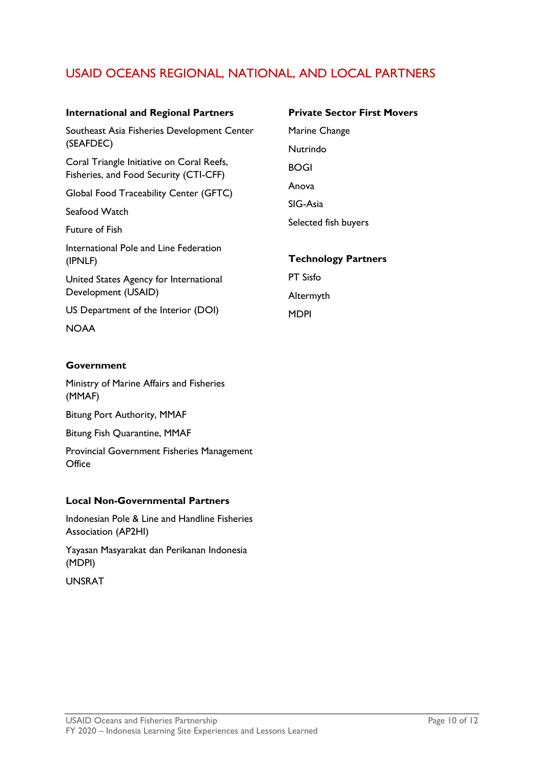# USAID OCEANS REGIONAL, NATIONAL, AND LOCAL PARTNERS

**International and Regional Partners**

Southeast Asia Fisheries Development Center (SEAFDEC)

Coral Triangle Initiative on Coral Reefs, Fisheries, and Food Security (CTI-CFF)

Global Food Traceability Center (GFTC)

Seafood Watch

Future of Fish

International Pole and Line Federation (IPNLF)

United States Agency for International Development (USAID)

US Department of the Interior (DOI)

NOAA

**Government**

Ministry of Marine Affairs and Fisheries (MMAF)

Bitung Port Authority, MMAF

Bitung Fish Quarantine, MMAF

Provincial Government Fisheries Management Office

**Local Non-Governmental Partners**

Indonesian Pole & Line and Handline Fisheries Association (AP2HI)

Yayasan Masyarakat dan Perikanan Indonesia (MDPI)

UNSRAT

**Private Sector First Movers**

Marine Change

Nutrindo

BOGI

Anova

SIG-Asia

Selected fish buyers

**Technology Partners**

PT Sisfo

Altermyth

MDPI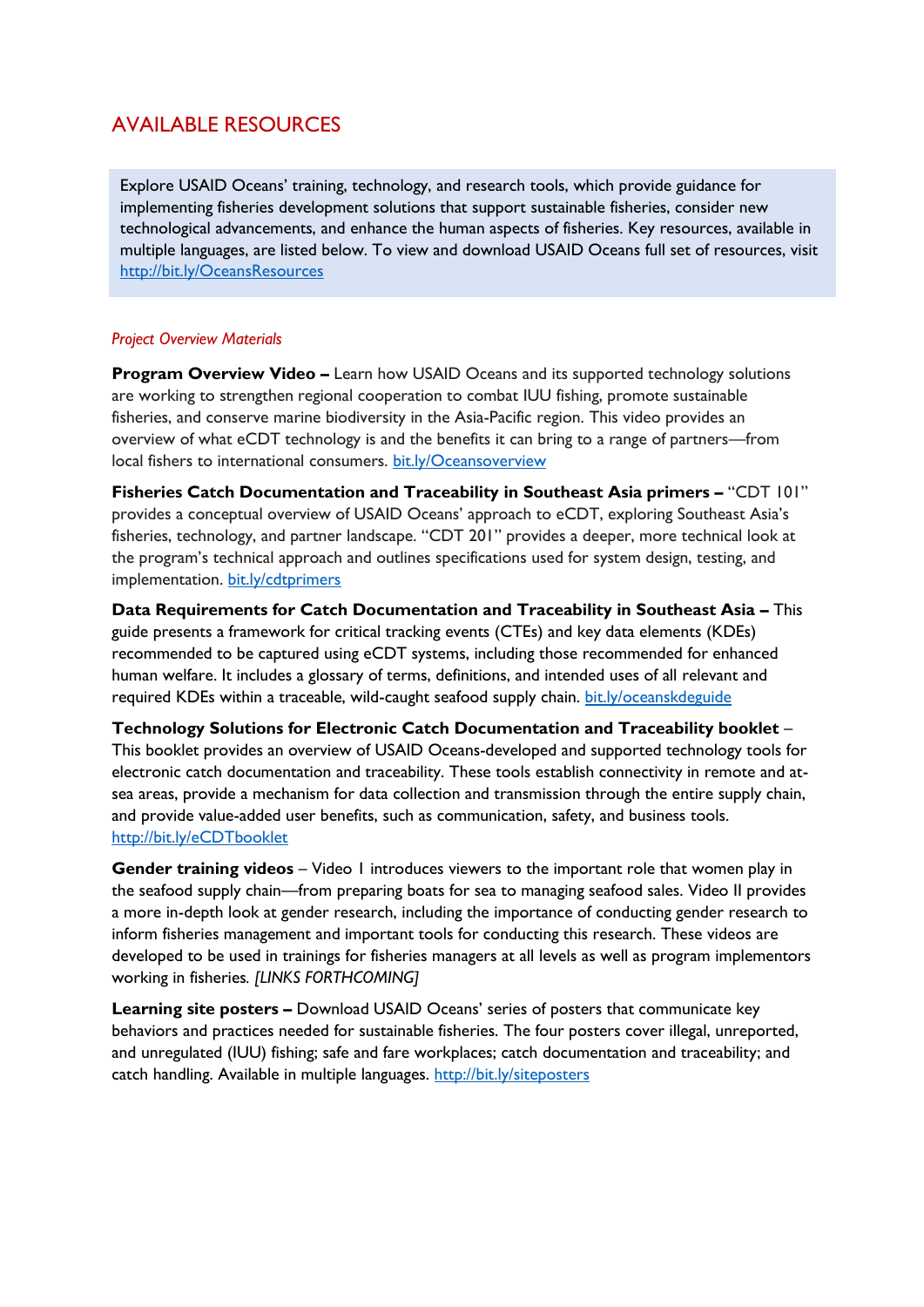# AVAILABLE RESOURCES

Explore USAID Oceans' training, technology, and research tools, which provide guidance for implementing fisheries development solutions that support sustainable fisheries, consider new technological advancements, and enhance the human aspects of fisheries. Key resources, available in multiple languages, are listed below. To view and download USAID Oceans full set of resources, visit http://bit.ly/OceansResources

*Project Overview Materials*

**Program Overview Video –** Learn how USAID Oceans and its supported technology solutions are working to strengthen regional cooperation to combat IUU fishing, promote sustainable fisheries, and conserve marine biodiversity in the Asia-Pacific region. This video provides an overview of what eCDT technology is and the benefits it can bring to a range of partners—from local fishers to international consumers. bit.ly/Oceansoverview

**Fisheries Catch Documentation and Traceability in Southeast Asia primers –** "CDT 101" provides a conceptual overview of USAID Oceans' approach to eCDT, exploring Southeast Asia's fisheries, technology, and partner landscape. "CDT 201" provides a deeper, more technical look at the program's technical approach and outlines specifications used for system design, testing, and implementation. bit.ly/cdtprimers

**Data Requirements for Catch Documentation and Traceability in Southeast Asia –** This guide presents a framework for critical tracking events (CTEs) and key data elements (KDEs) recommended to be captured using eCDT systems, including those recommended for enhanced human welfare. It includes a glossary of terms, definitions, and intended uses of all relevant and required KDEs within a traceable, wild-caught seafood supply chain. bit.ly/oceanskdeguide

**Technology Solutions for Electronic Catch Documentation and Traceability booklet** – This booklet provides an overview of USAID Oceans-developed and supported technology tools for electronic catch documentation and traceability. These tools establish connectivity in remote and at-sea areas, provide a mechanism for data collection and transmission through the entire supply chain, and provide value-added user benefits, such as communication, safety, and business tools. http://bit.ly/eCDTbooklet

**Gender training videos** – Video I introduces viewers to the important role that women play in the seafood supply chain—from preparing boats for sea to managing seafood sales. Video II provides a more in-depth look at gender research, including the importance of conducting gender research to inform fisheries management and important tools for conducting this research. These videos are developed to be used in trainings for fisheries managers at all levels as well as program implementors working in fisheries. *[LINKS FORTHCOMING]*

**Learning site posters –** Download USAID Oceans' series of posters that communicate key behaviors and practices needed for sustainable fisheries. The four posters cover illegal, unreported, and unregulated (IUU) fishing; safe and fare workplaces; catch documentation and traceability; and catch handling. Available in multiple languages. http://bit.ly/siteposters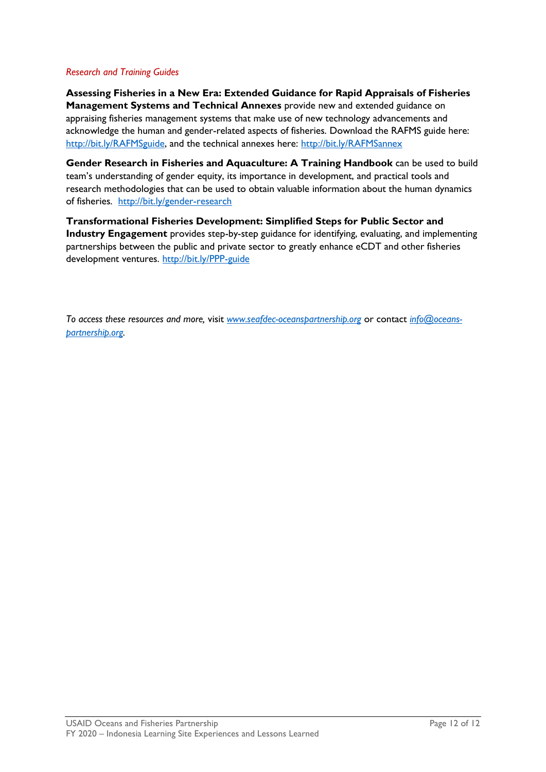*Research and Training Guides*

**Assessing Fisheries in a New Era: Extended Guidance for Rapid Appraisals of Fisheries Management Systems and Technical Annexes** provide new and extended guidance on appraising fisheries management systems that make use of new technology advancements and acknowledge the human and gender-related aspects of fisheries. Download the RAFMS guide here: http://bit.ly/RAFMSguide, and the technical annexes here: http://bit.ly/RAFMSannex

**Gender Research in Fisheries and Aquaculture: A Training Handbook** can be used to build team's understanding of gender equity, its importance in development, and practical tools and research methodologies that can be used to obtain valuable information about the human dynamics of fisheries. http://bit.ly/gender-research

**Transformational Fisheries Development: Simplified Steps for Public Sector and Industry Engagement** provides step-by-step guidance for identifying, evaluating, and implementing partnerships between the public and private sector to greatly enhance eCDT and other fisheries development ventures. http://bit.ly/PPP-guide

*To access these resources and more,* visit *www.seafdec-oceanspartnership.org* or contact *info@oceans-partnership.org*.